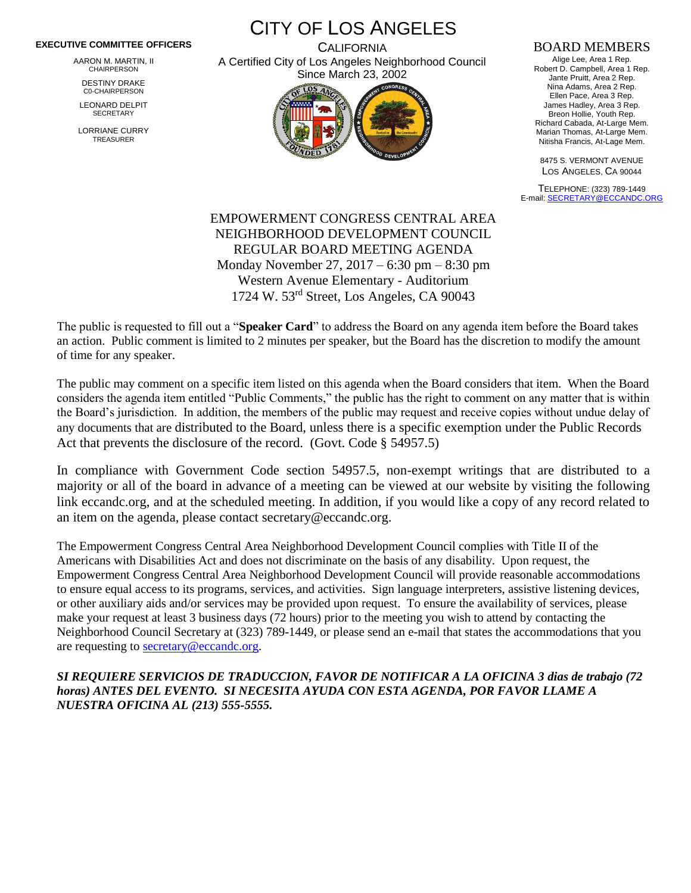# CITY OF LOS ANGELES

CALIFORNIA

A Certified City of Los Angeles Neighborhood Council

Since March 23, 2002

**EXECUTIVE COMMITTEE OFFICERS**

AARON M. MARTIN, II
CHAIRPERSON

DESTINY DRAKE
C0-CHAIRPERSON

LEONARD DELPIT
SECRETARY

LORRIANE CURRY
TREASURER

## BOARD MEMBERS

Alige Lee, Area 1 Rep.
Robert D. Campbell, Area 1 Rep.
Jante Pruitt, Area 2 Rep.
Nina Adams, Area 2 Rep.
Ellen Pace, Area 3 Rep.
James Hadley, Area 3 Rep.
Breon Hollie, Youth Rep.
Richard Cabada, At-Large Mem.
Marian Thomas, At-Large Mem.
Nitisha Francis, At-Lage Mem.

8475 S. VERMONT AVENUE
LOS ANGELES, CA 90044

TELEPHONE: (323) 789-1449
E-mail: SECRETARY@ECCANDC.ORG

EMPOWERMENT CONGRESS CENTRAL AREA
NEIGHBORHOOD DEVELOPMENT COUNCIL
REGULAR BOARD MEETING AGENDA
Monday November 27, 2017 – 6:30 pm – 8:30 pm
Western Avenue Elementary - Auditorium
1724 W. 53rd Street, Los Angeles, CA 90043

The public is requested to fill out a "**Speaker Card**" to address the Board on any agenda item before the Board takes an action. Public comment is limited to 2 minutes per speaker, but the Board has the discretion to modify the amount of time for any speaker.

The public may comment on a specific item listed on this agenda when the Board considers that item. When the Board considers the agenda item entitled "Public Comments," the public has the right to comment on any matter that is within the Board's jurisdiction. In addition, the members of the public may request and receive copies without undue delay of any documents that are distributed to the Board, unless there is a specific exemption under the Public Records Act that prevents the disclosure of the record. (Govt. Code § 54957.5)

In compliance with Government Code section 54957.5, non-exempt writings that are distributed to a majority or all of the board in advance of a meeting can be viewed at our website by visiting the following link eccandc.org, and at the scheduled meeting. In addition, if you would like a copy of any record related to an item on the agenda, please contact secretary@eccandc.org.

The Empowerment Congress Central Area Neighborhood Development Council complies with Title II of the Americans with Disabilities Act and does not discriminate on the basis of any disability. Upon request, the Empowerment Congress Central Area Neighborhood Development Council will provide reasonable accommodations to ensure equal access to its programs, services, and activities. Sign language interpreters, assistive listening devices, or other auxiliary aids and/or services may be provided upon request. To ensure the availability of services, please make your request at least 3 business days (72 hours) prior to the meeting you wish to attend by contacting the Neighborhood Council Secretary at (323) 789-1449, or please send an e-mail that states the accommodations that you are requesting to secretary@eccandc.org.

***SI REQUIERE SERVICIOS DE TRADUCCION, FAVOR DE NOTIFICAR A LA OFICINA 3 dias de trabajo (72 horas) ANTES DEL EVENTO. SI NECESITA AYUDA CON ESTA AGENDA, POR FAVOR LLAME A NUESTRA OFICINA AL (213) 555-5555.***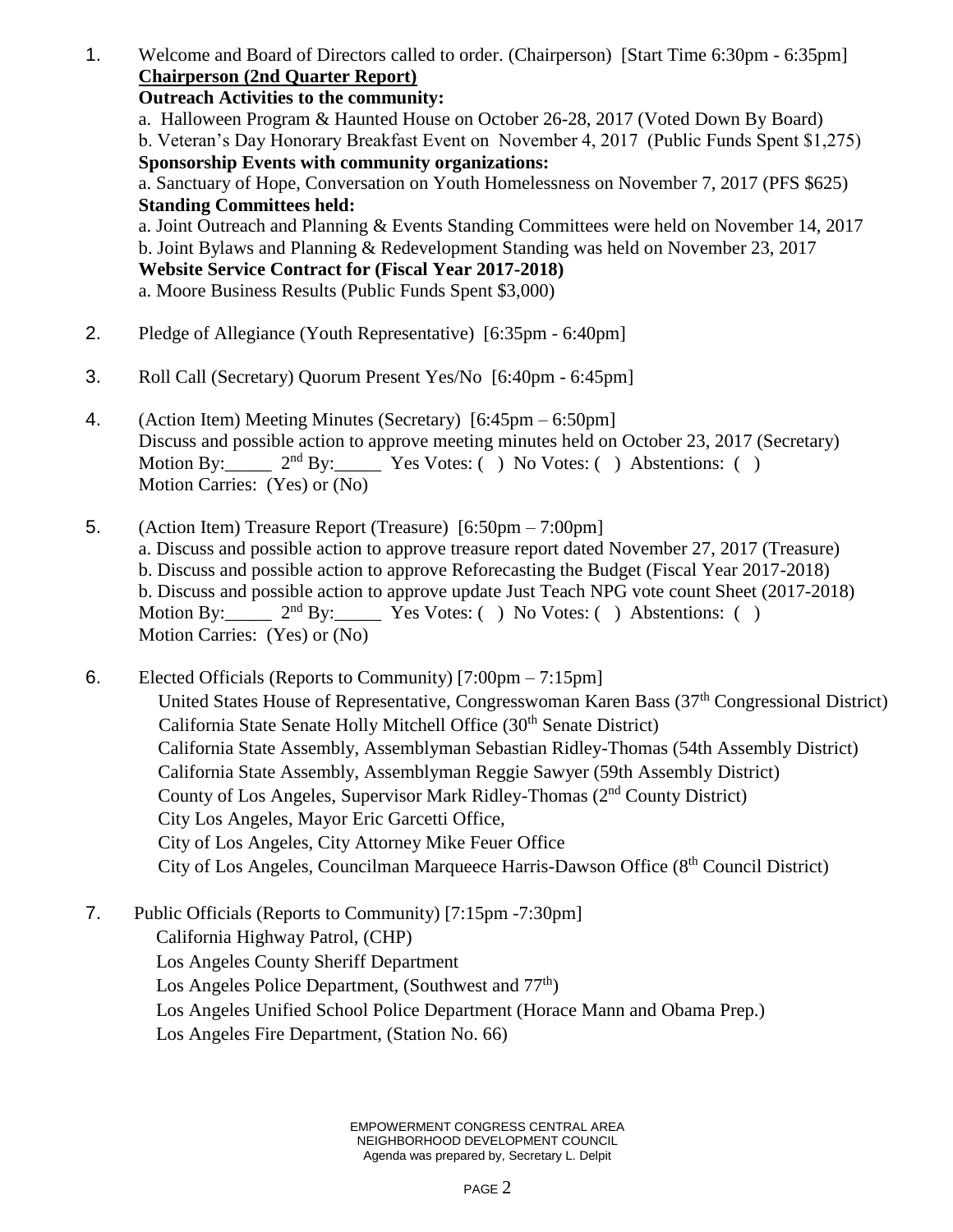1. Welcome and Board of Directors called to order. (Chairperson) [Start Time 6:30pm - 6:35pm]
   **Chairperson (2nd Quarter Report)**
   **Outreach Activities to the community:**
   a. Halloween Program & Haunted House on October 26-28, 2017 (Voted Down By Board)
   b. Veteran's Day Honorary Breakfast Event on November 4, 2017 (Public Funds Spent $1,275)
   **Sponsorship Events with community organizations:**
   a. Sanctuary of Hope, Conversation on Youth Homelessness on November 7, 2017 (PFS $625)
   **Standing Committees held:**
   a. Joint Outreach and Planning & Events Standing Committees were held on November 14, 2017
   b. Joint Bylaws and Planning & Redevelopment Standing was held on November 23, 2017
   **Website Service Contract for (Fiscal Year 2017-2018)**
   a. Moore Business Results (Public Funds Spent $3,000)

2. Pledge of Allegiance (Youth Representative) [6:35pm - 6:40pm]

3. Roll Call (Secretary) Quorum Present Yes/No [6:40pm - 6:45pm]

4. (Action Item) Meeting Minutes (Secretary) [6:45pm – 6:50pm]
   Discuss and possible action to approve meeting minutes held on October 23, 2017 (Secretary)
   Motion By:_____ 2nd By:_____ Yes Votes: ( ) No Votes: ( ) Abstentions: ( )
   Motion Carries: (Yes) or (No)

5. (Action Item) Treasure Report (Treasure) [6:50pm – 7:00pm]
   a. Discuss and possible action to approve treasure report dated November 27, 2017 (Treasure)
   b. Discuss and possible action to approve Reforecasting the Budget (Fiscal Year 2017-2018)
   b. Discuss and possible action to approve update Just Teach NPG vote count Sheet (2017-2018)
   Motion By:_____ 2nd By:_____ Yes Votes: ( ) No Votes: ( ) Abstentions: ( )
   Motion Carries: (Yes) or (No)

6. Elected Officials (Reports to Community) [7:00pm – 7:15pm]
   United States House of Representative, Congresswoman Karen Bass (37th Congressional District)
   California State Senate Holly Mitchell Office (30th Senate District)
   California State Assembly, Assemblyman Sebastian Ridley-Thomas (54th Assembly District)
   California State Assembly, Assemblyman Reggie Sawyer (59th Assembly District)
   County of Los Angeles, Supervisor Mark Ridley-Thomas (2nd County District)
   City Los Angeles, Mayor Eric Garcetti Office,
   City of Los Angeles, City Attorney Mike Feuer Office
   City of Los Angeles, Councilman Marqueece Harris-Dawson Office (8th Council District)

7. Public Officials (Reports to Community) [7:15pm -7:30pm]
   California Highway Patrol, (CHP)
   Los Angeles County Sheriff Department
   Los Angeles Police Department, (Southwest and 77th)
   Los Angeles Unified School Police Department (Horace Mann and Obama Prep.)
   Los Angeles Fire Department, (Station No. 66)

EMPOWERMENT CONGRESS CENTRAL AREA
NEIGHBORHOOD DEVELOPMENT COUNCIL
Agenda was prepared by, Secretary L. Delpit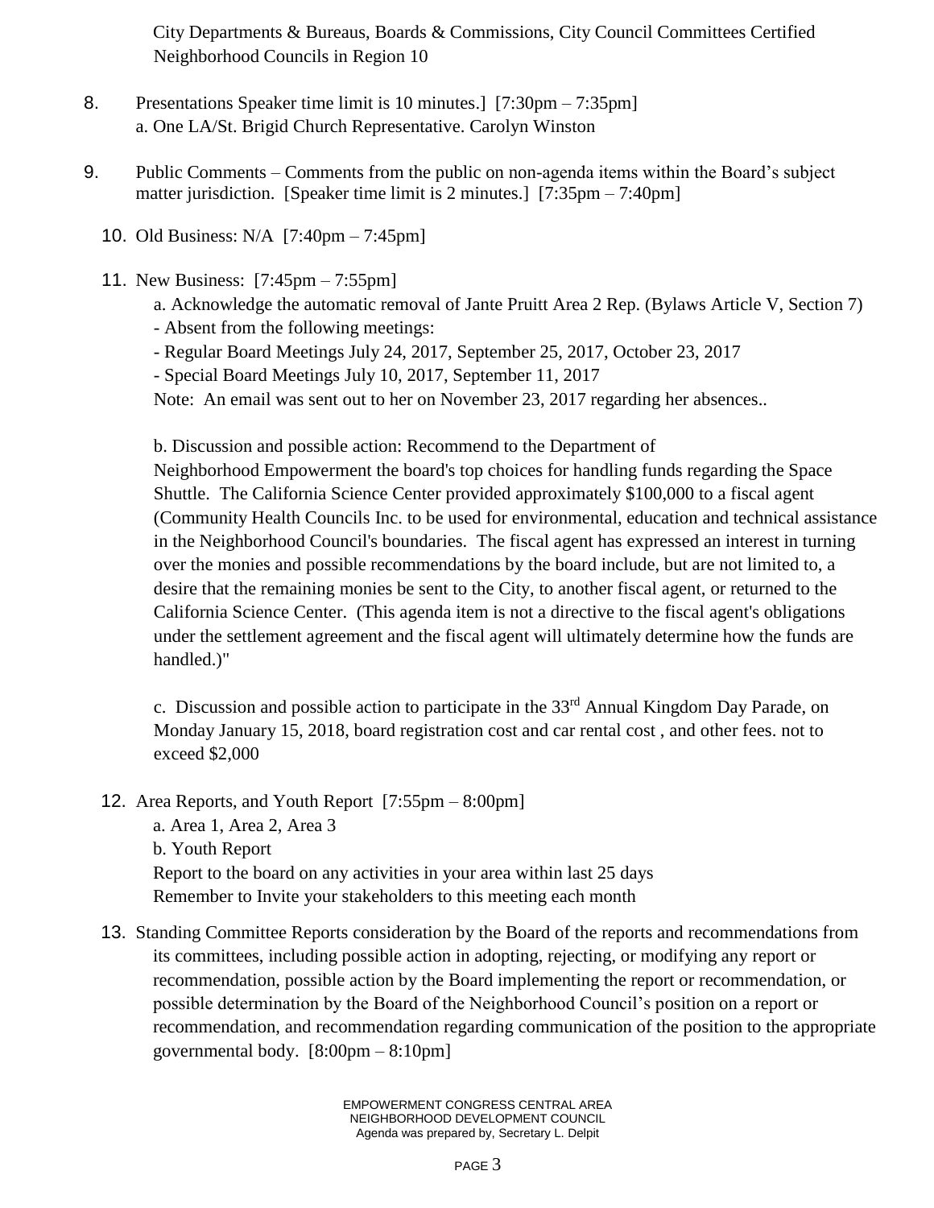City Departments & Bureaus, Boards & Commissions, City Council Committees Certified Neighborhood Councils in Region 10

8. Presentations Speaker time limit is 10 minutes.] [7:30pm – 7:35pm]
   a. One LA/St. Brigid Church Representative. Carolyn Winston

9. Public Comments – Comments from the public on non-agenda items within the Board's subject matter jurisdiction. [Speaker time limit is 2 minutes.] [7:35pm – 7:40pm]

10. Old Business: N/A [7:40pm – 7:45pm]

11. New Business: [7:45pm – 7:55pm]

    a. Acknowledge the automatic removal of Jante Pruitt Area 2 Rep. (Bylaws Article V, Section 7)
    - Absent from the following meetings:
    - Regular Board Meetings July 24, 2017, September 25, 2017, October 23, 2017
    - Special Board Meetings July 10, 2017, September 11, 2017
    Note: An email was sent out to her on November 23, 2017 regarding her absences..

    b. Discussion and possible action: Recommend to the Department of Neighborhood Empowerment the board's top choices for handling funds regarding the Space Shuttle. The California Science Center provided approximately $100,000 to a fiscal agent (Community Health Councils Inc. to be used for environmental, education and technical assistance in the Neighborhood Council's boundaries. The fiscal agent has expressed an interest in turning over the monies and possible recommendations by the board include, but are not limited to, a desire that the remaining monies be sent to the City, to another fiscal agent, or returned to the California Science Center. (This agenda item is not a directive to the fiscal agent's obligations under the settlement agreement and the fiscal agent will ultimately determine how the funds are handled.)"

    c. Discussion and possible action to participate in the 33rd Annual Kingdom Day Parade, on Monday January 15, 2018, board registration cost and car rental cost , and other fees. not to exceed $2,000

12. Area Reports, and Youth Report [7:55pm – 8:00pm]
    a. Area 1, Area 2, Area 3
    b. Youth Report
    Report to the board on any activities in your area within last 25 days
    Remember to Invite your stakeholders to this meeting each month

13. Standing Committee Reports consideration by the Board of the reports and recommendations from its committees, including possible action in adopting, rejecting, or modifying any report or recommendation, possible action by the Board implementing the report or recommendation, or possible determination by the Board of the Neighborhood Council's position on a report or recommendation, and recommendation regarding communication of the position to the appropriate governmental body. [8:00pm – 8:10pm]

EMPOWERMENT CONGRESS CENTRAL AREA
NEIGHBORHOOD DEVELOPMENT COUNCIL
Agenda was prepared by, Secretary L. Delpit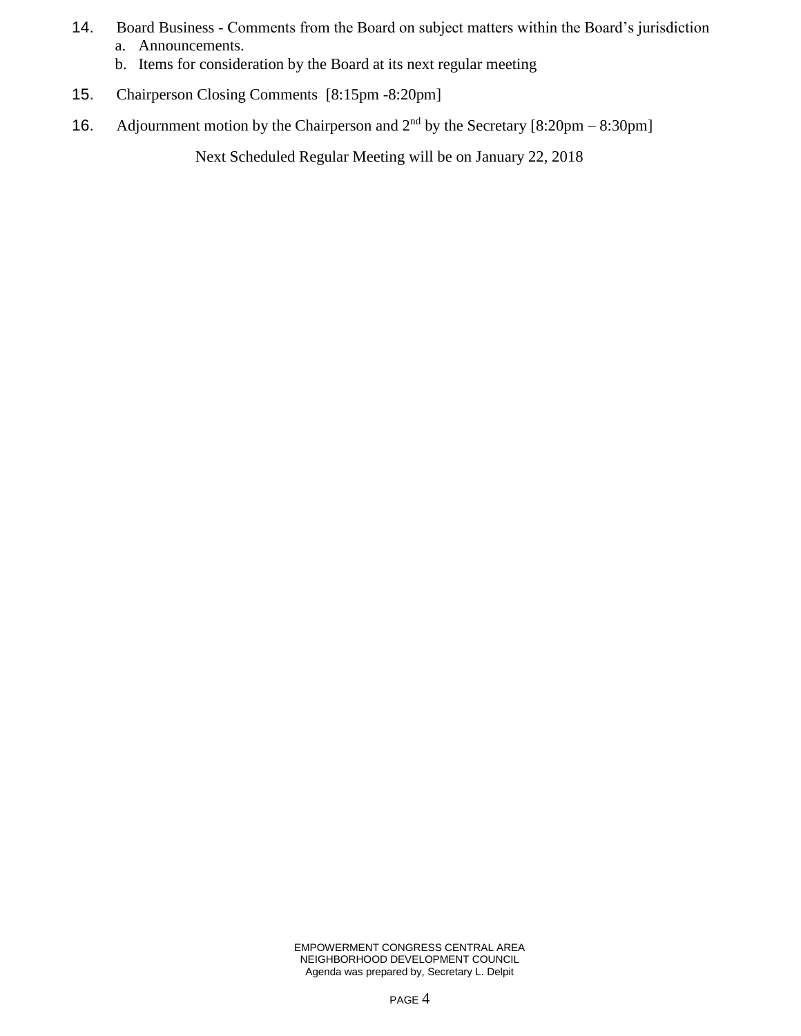14. Board Business - Comments from the Board on subject matters within the Board's jurisdiction
    a. Announcements.
    b. Items for consideration by the Board at its next regular meeting

15. Chairperson Closing Comments [8:15pm -8:20pm]

16. Adjournment motion by the Chairperson and 2nd by the Secretary [8:20pm – 8:30pm]

Next Scheduled Regular Meeting will be on January 22, 2018

EMPOWERMENT CONGRESS CENTRAL AREA
NEIGHBORHOOD DEVELOPMENT COUNCIL
Agenda was prepared by, Secretary L. Delpit